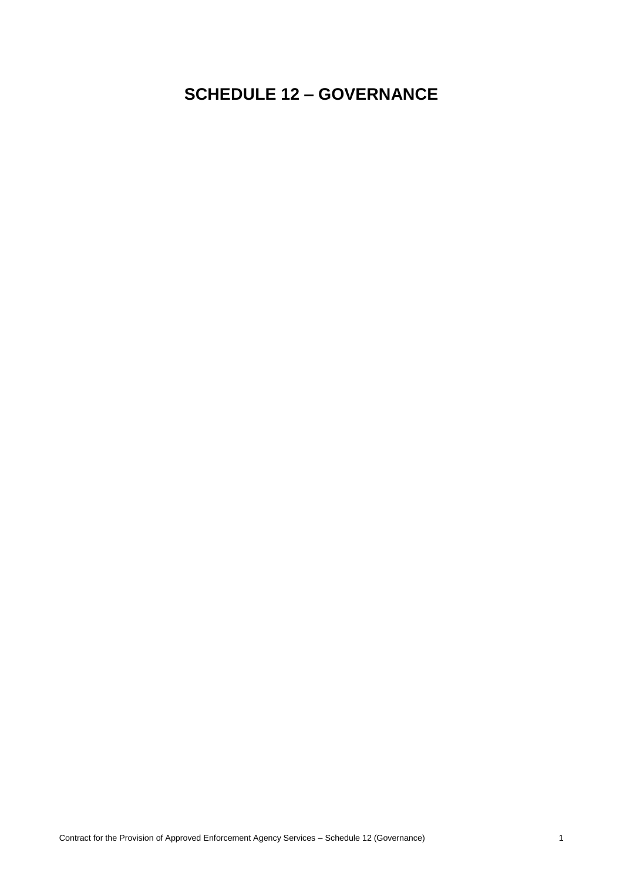# SCHEDULE 12 – GOVERNANCE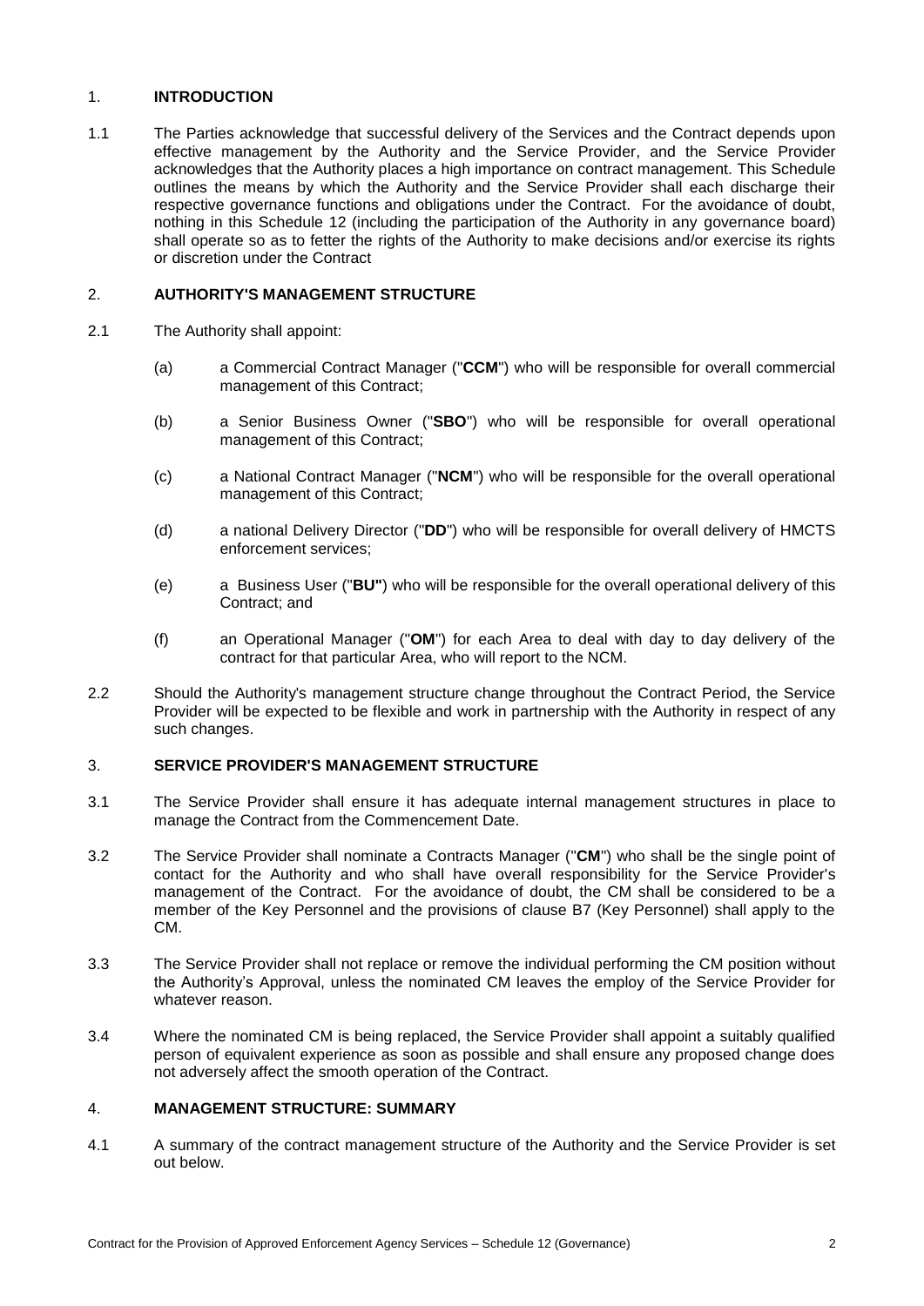## 1. INTRODUCTION

1.1 The Parties acknowledge that successful delivery of the Services and the Contract depends upon effective management by the Authority and the Service Provider, and the Service Provider acknowledges that the Authority places a high importance on contract management. This Schedule outlines the means by which the Authority and the Service Provider shall each discharge their respective governance functions and obligations under the Contract. For the avoidance of doubt, nothing in this Schedule 12 (including the participation of the Authority in any governance board) shall operate so as to fetter the rights of the Authority to make decisions and/or exercise its rights or discretion under the Contract

## 2. AUTHORITY'S MANAGEMENT STRUCTURE

2.1 The Authority shall appoint:

(a) a Commercial Contract Manager ("**CCM**") who will be responsible for overall commercial management of this Contract;

(b) a Senior Business Owner ("**SBO**") who will be responsible for overall operational management of this Contract;

(c) a National Contract Manager ("**NCM**") who will be responsible for the overall operational management of this Contract;

(d) a national Delivery Director ("**DD**") who will be responsible for overall delivery of HMCTS enforcement services;

(e) a Business User ("**BU"**) who will be responsible for the overall operational delivery of this Contract; and

(f) an Operational Manager ("**OM**") for each Area to deal with day to day delivery of the contract for that particular Area, who will report to the NCM.

2.2 Should the Authority's management structure change throughout the Contract Period, the Service Provider will be expected to be flexible and work in partnership with the Authority in respect of any such changes.

## 3. SERVICE PROVIDER'S MANAGEMENT STRUCTURE

3.1 The Service Provider shall ensure it has adequate internal management structures in place to manage the Contract from the Commencement Date.

3.2 The Service Provider shall nominate a Contracts Manager ("**CM**") who shall be the single point of contact for the Authority and who shall have overall responsibility for the Service Provider's management of the Contract. For the avoidance of doubt, the CM shall be considered to be a member of the Key Personnel and the provisions of clause B7 (Key Personnel) shall apply to the CM.

3.3 The Service Provider shall not replace or remove the individual performing the CM position without the Authority's Approval, unless the nominated CM leaves the employ of the Service Provider for whatever reason.

3.4 Where the nominated CM is being replaced, the Service Provider shall appoint a suitably qualified person of equivalent experience as soon as possible and shall ensure any proposed change does not adversely affect the smooth operation of the Contract.

## 4. MANAGEMENT STRUCTURE: SUMMARY

4.1 A summary of the contract management structure of the Authority and the Service Provider is set out below.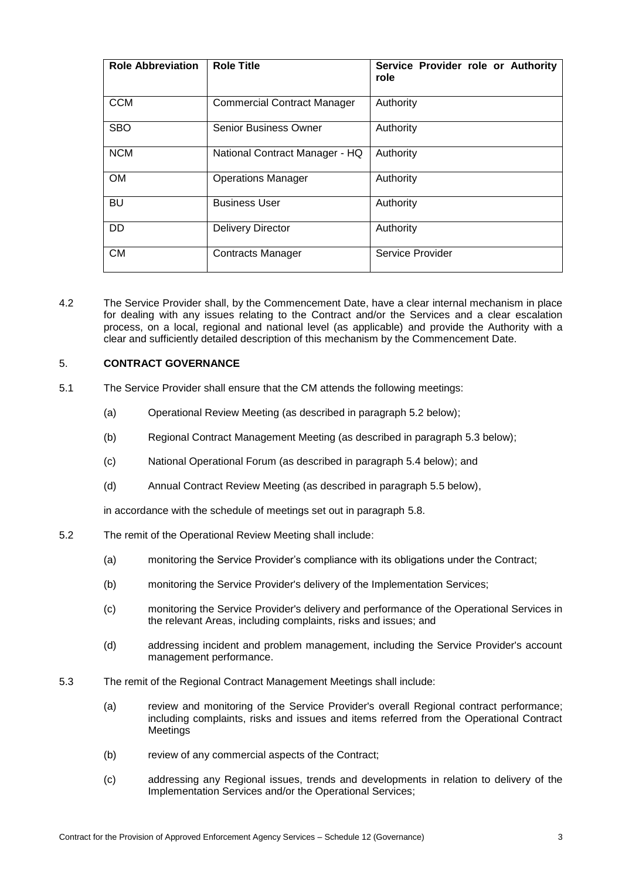| Role Abbreviation | Role Title | Service Provider role or Authority role |
|---|---|---|
| CCM | Commercial Contract Manager | Authority |
| SBO | Senior Business Owner | Authority |
| NCM | National Contract Manager - HQ | Authority |
| OM | Operations Manager | Authority |
| BU | Business User | Authority |
| DD | Delivery Director | Authority |
| CM | Contracts Manager | Service Provider |

4.2 The Service Provider shall, by the Commencement Date, have a clear internal mechanism in place for dealing with any issues relating to the Contract and/or the Services and a clear escalation process, on a local, regional and national level (as applicable) and provide the Authority with a clear and sufficiently detailed description of this mechanism by the Commencement Date.

## 5. CONTRACT GOVERNANCE

5.1 The Service Provider shall ensure that the CM attends the following meetings:

(a) Operational Review Meeting (as described in paragraph 5.2 below);

(b) Regional Contract Management Meeting (as described in paragraph 5.3 below);

(c) National Operational Forum (as described in paragraph 5.4 below); and

(d) Annual Contract Review Meeting (as described in paragraph 5.5 below),

in accordance with the schedule of meetings set out in paragraph 5.8.

5.2 The remit of the Operational Review Meeting shall include:

(a) monitoring the Service Provider's compliance with its obligations under the Contract;

(b) monitoring the Service Provider's delivery of the Implementation Services;

(c) monitoring the Service Provider's delivery and performance of the Operational Services in the relevant Areas, including complaints, risks and issues; and

(d) addressing incident and problem management, including the Service Provider's account management performance.

5.3 The remit of the Regional Contract Management Meetings shall include:

(a) review and monitoring of the Service Provider's overall Regional contract performance; including complaints, risks and issues and items referred from the Operational Contract Meetings

(b) review of any commercial aspects of the Contract;

(c) addressing any Regional issues, trends and developments in relation to delivery of the Implementation Services and/or the Operational Services;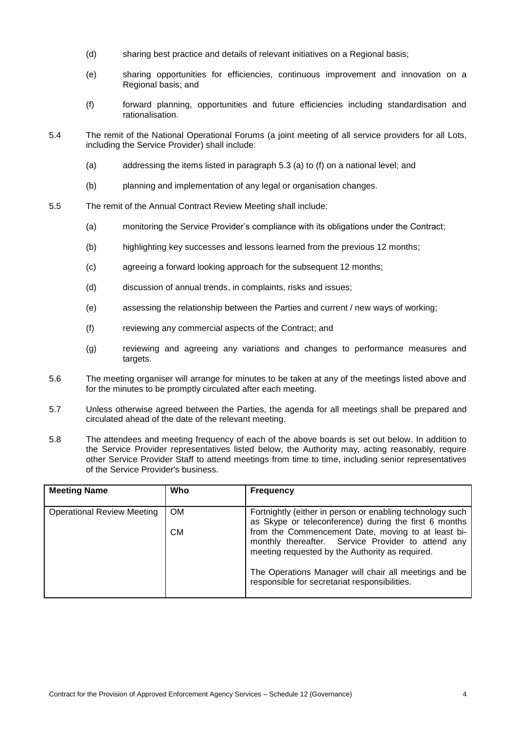(d) sharing best practice and details of relevant initiatives on a Regional basis;

(e) sharing opportunities for efficiencies, continuous improvement and innovation on a Regional basis; and

(f) forward planning, opportunities and future efficiencies including standardisation and rationalisation.

5.4 The remit of the National Operational Forums (a joint meeting of all service providers for all Lots, including the Service Provider) shall include:

(a) addressing the items listed in paragraph 5.3 (a) to (f) on a national level; and

(b) planning and implementation of any legal or organisation changes.

5.5 The remit of the Annual Contract Review Meeting shall include:

(a) monitoring the Service Provider's compliance with its obligations under the Contract;

(b) highlighting key successes and lessons learned from the previous 12 months;

(c) agreeing a forward looking approach for the subsequent 12 months;

(d) discussion of annual trends, in complaints, risks and issues;

(e) assessing the relationship between the Parties and current / new ways of working;

(f) reviewing any commercial aspects of the Contract; and

(g) reviewing and agreeing any variations and changes to performance measures and targets.

5.6 The meeting organiser will arrange for minutes to be taken at any of the meetings listed above and for the minutes to be promptly circulated after each meeting.

5.7 Unless otherwise agreed between the Parties, the agenda for all meetings shall be prepared and circulated ahead of the date of the relevant meeting.

5.8 The attendees and meeting frequency of each of the above boards is set out below. In addition to the Service Provider representatives listed below, the Authority may, acting reasonably, require other Service Provider Staff to attend meetings from time to time, including senior representatives of the Service Provider's business.

| Meeting Name | Who | Frequency |
|---|---|---|
| Operational Review Meeting | OM<br><br>CM | Fortnightly (either in person or enabling technology such as Skype or teleconference) during the first 6 months from the Commencement Date, moving to at least bi-monthly thereafter. Service Provider to attend any meeting requested by the Authority as required.<br><br>The Operations Manager will chair all meetings and be responsible for secretariat responsibilities. |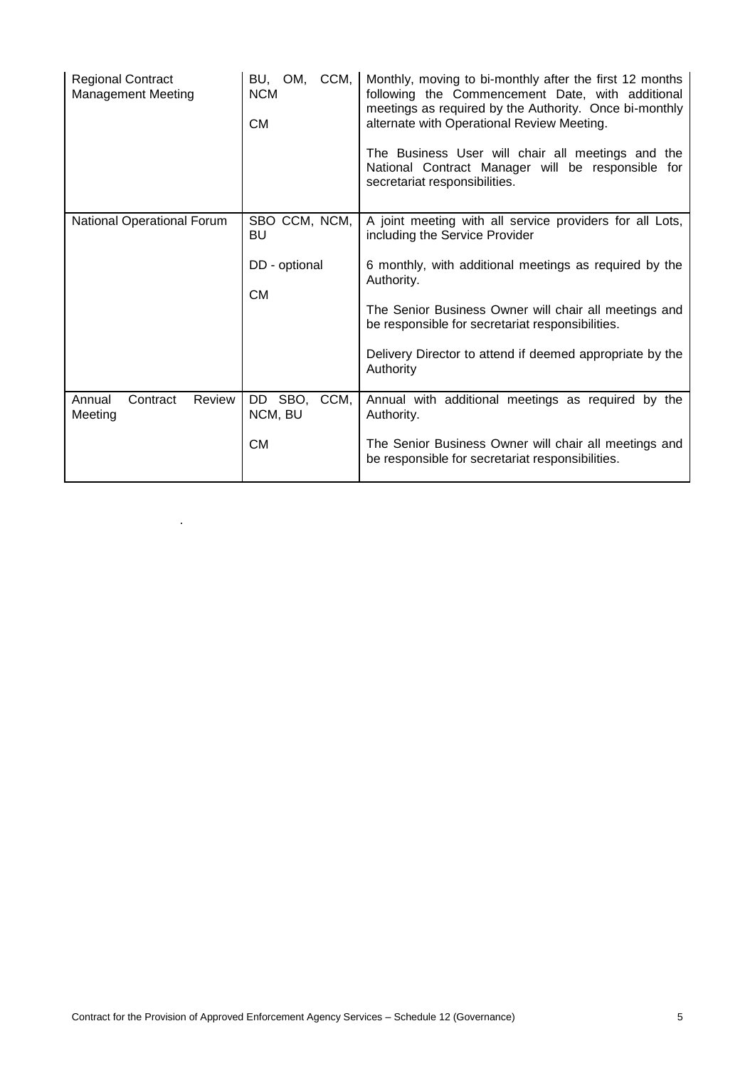| | | |
|---|---|---|
| Regional Contract Management Meeting | BU, OM, CCM, NCM<br><br>CM | Monthly, moving to bi-monthly after the first 12 months following the Commencement Date, with additional meetings as required by the Authority. Once bi-monthly alternate with Operational Review Meeting.<br><br>The Business User will chair all meetings and the National Contract Manager will be responsible for secretariat responsibilities. |
| National Operational Forum | SBO CCM, NCM, BU<br><br>DD - optional<br><br>CM | A joint meeting with all service providers for all Lots, including the Service Provider<br><br>6 monthly, with additional meetings as required by the Authority.<br><br>The Senior Business Owner will chair all meetings and be responsible for secretariat responsibilities.<br><br>Delivery Director to attend if deemed appropriate by the Authority |
| Annual Contract Review Meeting | DD SBO, CCM, NCM, BU<br><br>CM | Annual with additional meetings as required by the Authority.<br><br>The Senior Business Owner will chair all meetings and be responsible for secretariat responsibilities. |

.